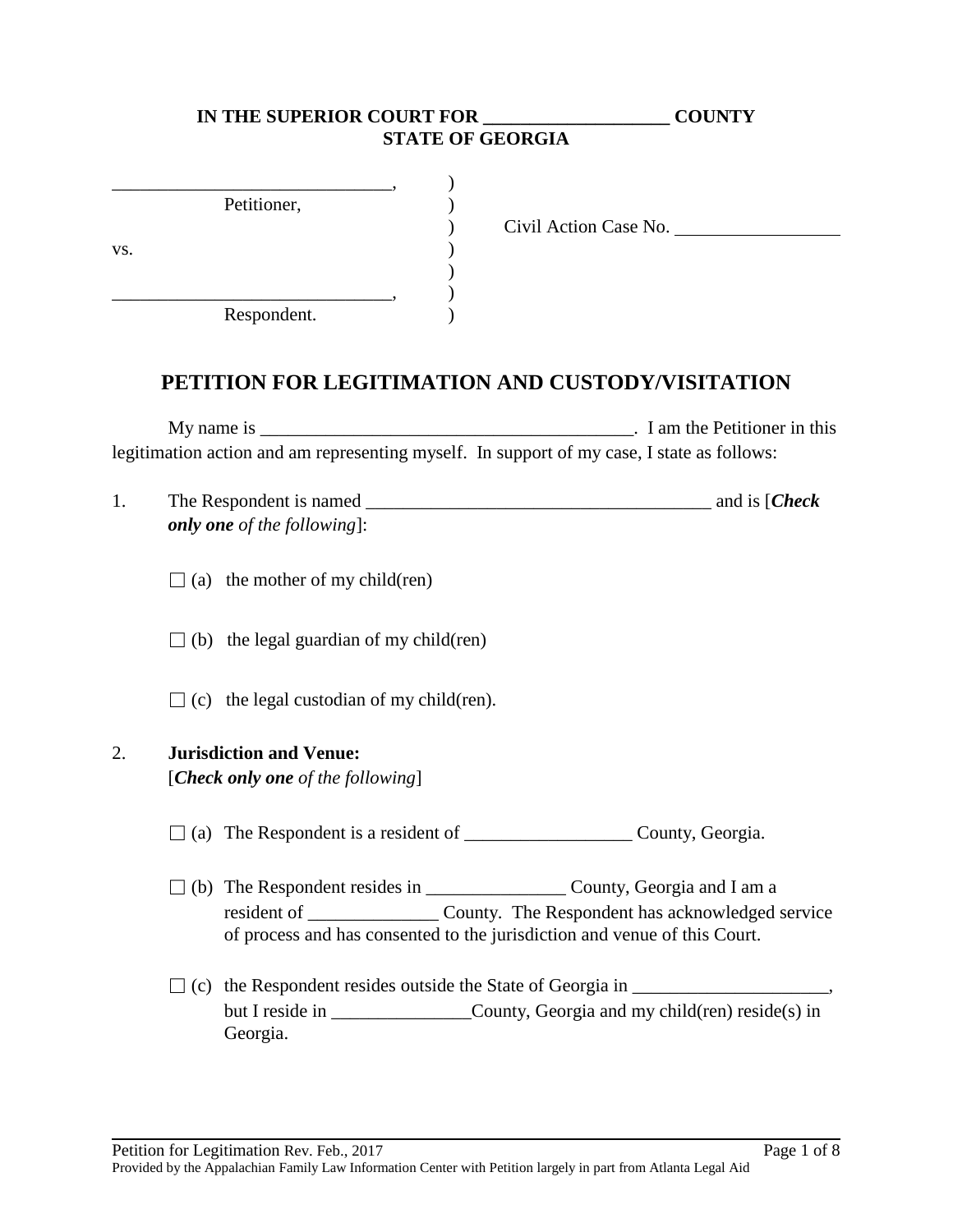**IN THE SUPERIOR COURT FOR ___________________ COUNTY**
**STATE OF GEORGIA**

| | | |
|---|---|---|
| ______________________________, | ) | |
| Petitioner, | ) | |
| | ) | Civil Action Case No. _________________ |
| vs. | ) | |
| | ) | |
| ______________________________, | ) | |
| Respondent. | ) | |

## PETITION FOR LEGITIMATION AND CUSTODY/VISITATION

My name is ________________________________________. I am the Petitioner in this legitimation action and am representing myself. In support of my case, I state as follows:

1. The Respondent is named _____________________________________ and is [***Check only one*** *of the following*]:

   ☐ (a) the mother of my child(ren)

   ☐ (b) the legal guardian of my child(ren)

   ☐ (c) the legal custodian of my child(ren).

2. **Jurisdiction and Venue:**
   [***Check only one*** *of the following*]

   ☐ (a) The Respondent is a resident of __________________ County, Georgia.

   ☐ (b) The Respondent resides in _______________ County, Georgia and I am a resident of ______________ County. The Respondent has acknowledged service of process and has consented to the jurisdiction and venue of this Court.

   ☐ (c) the Respondent resides outside the State of Georgia in _____________________, but I reside in _______________County, Georgia and my child(ren) reside(s) in Georgia.

Provided by the Appalachian Family Law Information Center with Petition largely in part from Atlanta Legal Aid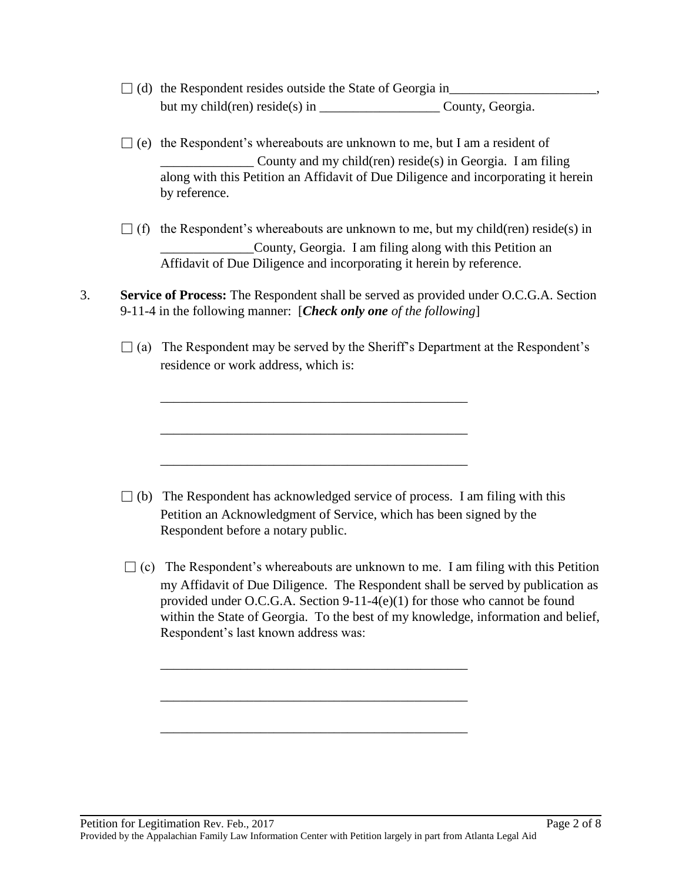☐ (d) the Respondent resides outside the State of Georgia in______________________, but my child(ren) reside(s) in __________________ County, Georgia.

☐ (e) the Respondent's whereabouts are unknown to me, but I am a resident of ______________ County and my child(ren) reside(s) in Georgia. I am filing along with this Petition an Affidavit of Due Diligence and incorporating it herein by reference.

☐ (f) the Respondent's whereabouts are unknown to me, but my child(ren) reside(s) in ______________County, Georgia. I am filing along with this Petition an Affidavit of Due Diligence and incorporating it herein by reference.

3. **Service of Process:** The Respondent shall be served as provided under O.C.G.A. Section 9-11-4 in the following manner: [***Check only one*** *of the following*]

☐ (a) The Respondent may be served by the Sheriff's Department at the Respondent's residence or work address, which is:

_______________________________________________

_______________________________________________

_______________________________________________

☐ (b) The Respondent has acknowledged service of process. I am filing with this Petition an Acknowledgment of Service, which has been signed by the Respondent before a notary public.

☐ (c) The Respondent's whereabouts are unknown to me. I am filing with this Petition my Affidavit of Due Diligence. The Respondent shall be served by publication as provided under O.C.G.A. Section 9-11-4(e)(1) for those who cannot be found within the State of Georgia. To the best of my knowledge, information and belief, Respondent's last known address was:

_______________________________________________

_______________________________________________

_______________________________________________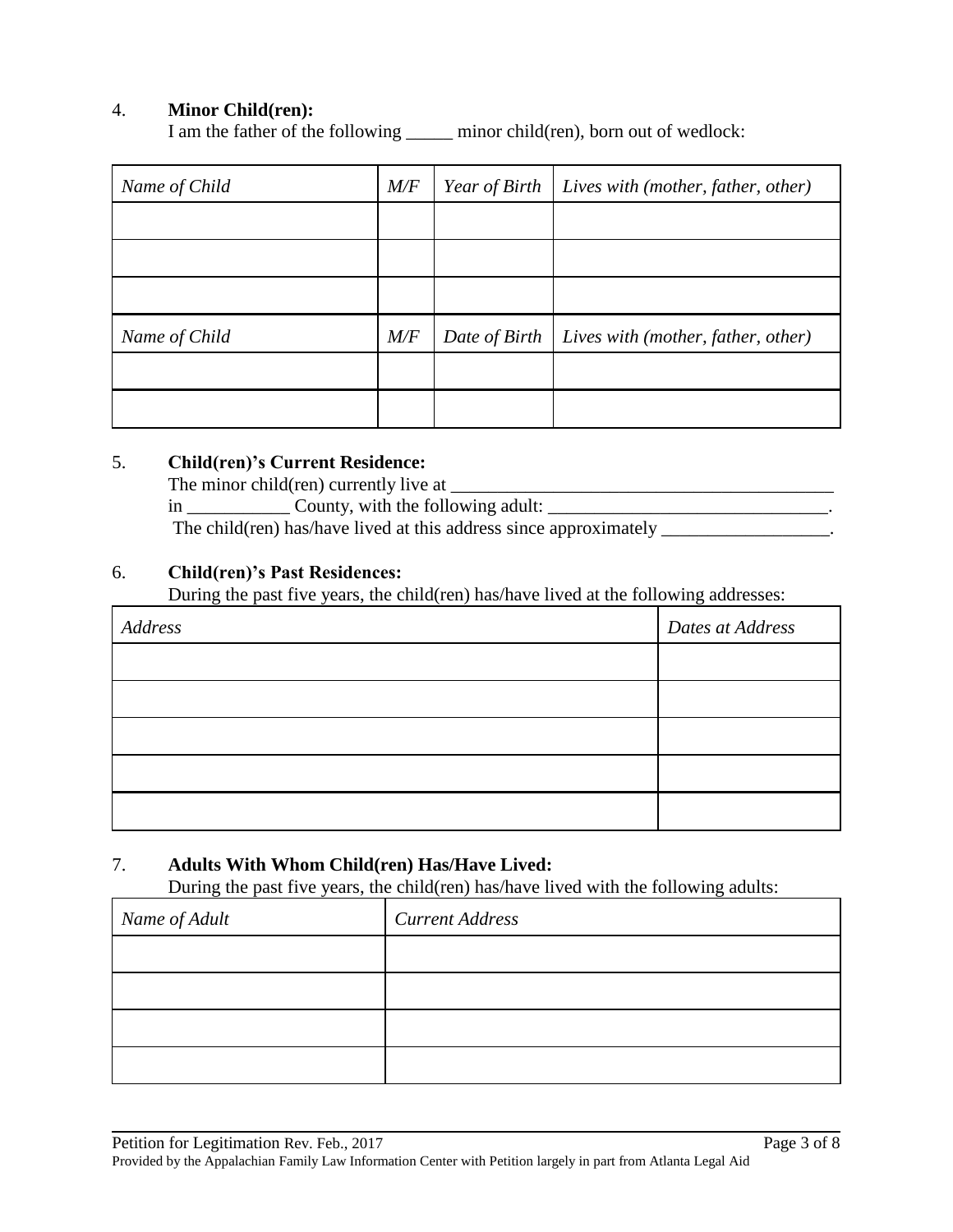4. **Minor Child(ren):**
I am the father of the following _____ minor child(ren), born out of wedlock:

| *Name of Child* | *M/F* | *Year of Birth* | *Lives with (mother, father, other)* |
|---|---|---|---|
| | | | |
| | | | |
| | | | |
| *Name of Child* | *M/F* | *Date of Birth* | *Lives with (mother, father, other)* |
| | | | |
| | | | |

5. **Child(ren)'s Current Residence:**
The minor child(ren) currently live at ___________________________________________
in ___________ County, with the following adult: _______________________________.
The child(ren) has/have lived at this address since approximately __________________.

6. **Child(ren)'s Past Residences:**
During the past five years, the child(ren) has/have lived at the following addresses:

| *Address* | *Dates at Address* |
|---|---|
| | |
| | |
| | |
| | |
| | |

7. **Adults With Whom Child(ren) Has/Have Lived:**
During the past five years, the child(ren) has/have lived with the following adults:

| *Name of Adult* | *Current Address* |
|---|---|
| | |
| | |
| | |
| | |

Petition for Legitimation Rev. Feb., 2017
Provided by the Appalachian Family Law Information Center with Petition largely in part from Atlanta Legal Aid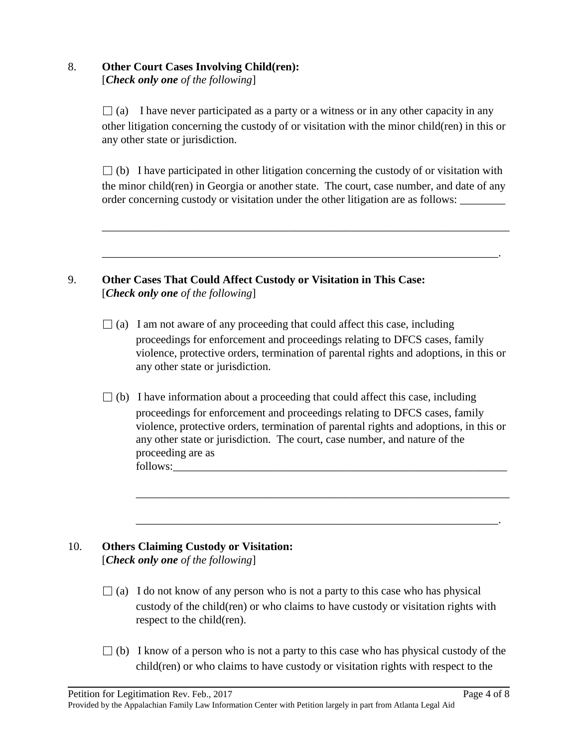8. **Other Court Cases Involving Child(ren):**
[***Check only one*** *of the following*]

☐ (a) I have never participated as a party or a witness or in any other capacity in any other litigation concerning the custody of or visitation with the minor child(ren) in this or any other state or jurisdiction.

☐ (b) I have participated in other litigation concerning the custody of or visitation with the minor child(ren) in Georgia or another state. The court, case number, and date of any order concerning custody or visitation under the other litigation are as follows: ________

____________________________________________________________________________

__________________________________________________________________________.

9. **Other Cases That Could Affect Custody or Visitation in This Case:**
[***Check only one*** *of the following*]

☐ (a) I am not aware of any proceeding that could affect this case, including proceedings for enforcement and proceedings relating to DFCS cases, family violence, protective orders, termination of parental rights and adoptions, in this or any other state or jurisdiction.

☐ (b) I have information about a proceeding that could affect this case, including proceedings for enforcement and proceedings relating to DFCS cases, family violence, protective orders, termination of parental rights and adoptions, in this or any other state or jurisdiction. The court, case number, and nature of the proceeding are as follows:______________________________________________________________

______________________________________________________________________

____________________________________________________________________.

10. **Others Claiming Custody or Visitation:**
[***Check only one*** *of the following*]

☐ (a) I do not know of any person who is not a party to this case who has physical custody of the child(ren) or who claims to have custody or visitation rights with respect to the child(ren).

☐ (b) I know of a person who is not a party to this case who has physical custody of the child(ren) or who claims to have custody or visitation rights with respect to the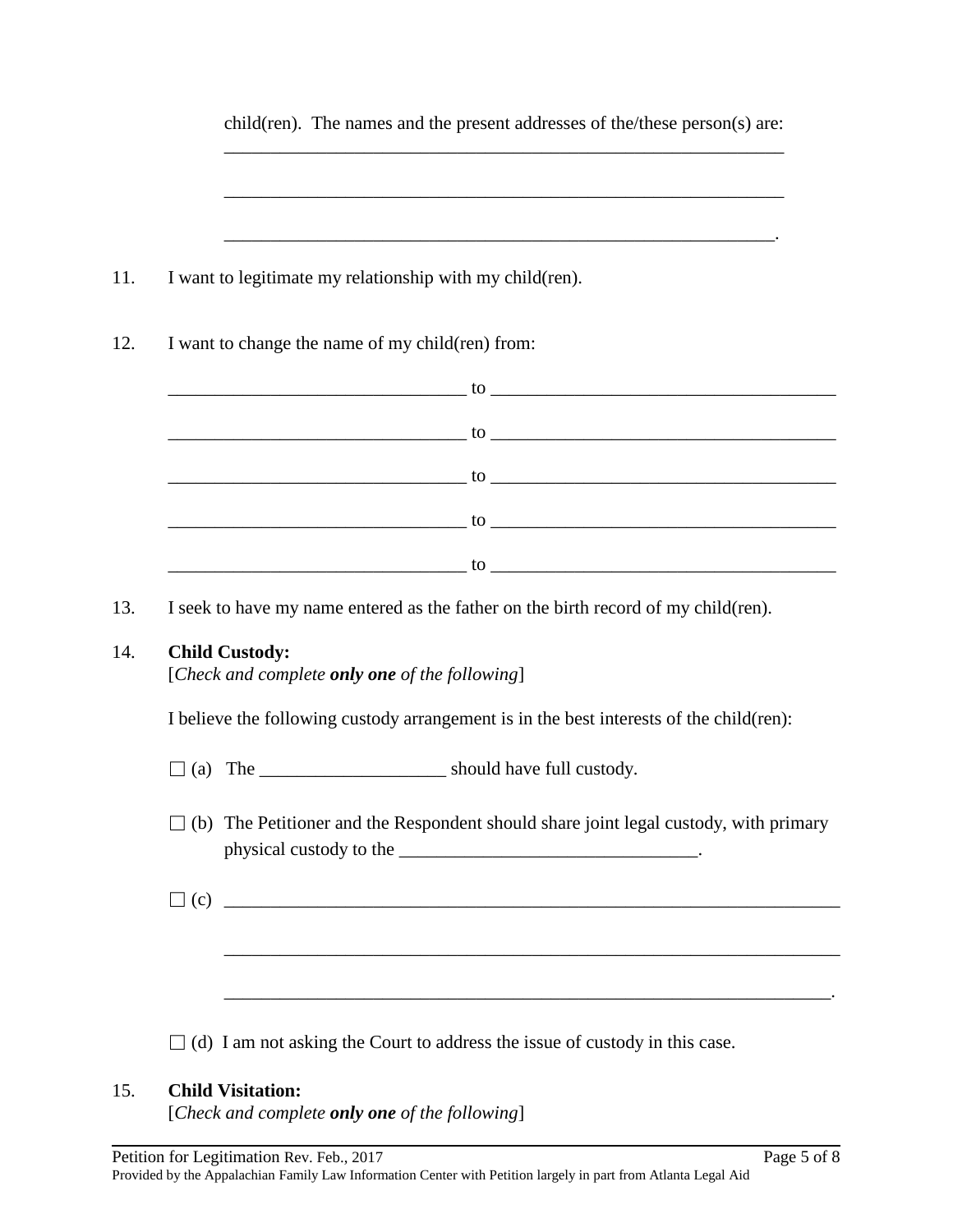child(ren). The names and the present addresses of the/these person(s) are: \_\_\_\_\_\_\_\_\_\_\_\_\_\_\_\_\_\_\_\_\_\_\_\_\_\_\_\_\_\_\_\_\_\_\_\_\_\_\_\_\_\_\_\_\_\_\_\_\_\_\_\_\_\_\_\_\_\_\_\_\_\_

\_\_\_\_\_\_\_\_\_\_\_\_\_\_\_\_\_\_\_\_\_\_\_\_\_\_\_\_\_\_\_\_\_\_\_\_\_\_\_\_\_\_\_\_\_\_\_\_\_\_\_\_\_\_\_\_\_\_\_\_\_\_

\_\_\_\_\_\_\_\_\_\_\_\_\_\_\_\_\_\_\_\_\_\_\_\_\_\_\_\_\_\_\_\_\_\_\_\_\_\_\_\_\_\_\_\_\_\_\_\_\_\_\_\_\_\_\_\_\_\_\_\_\_.

11. I want to legitimate my relationship with my child(ren).

12. I want to change the name of my child(ren) from:

\_\_\_\_\_\_\_\_\_\_\_\_\_\_\_\_\_\_\_\_\_\_\_\_\_\_\_\_\_\_\_\_\_ to \_\_\_\_\_\_\_\_\_\_\_\_\_\_\_\_\_\_\_\_\_\_\_\_\_\_\_\_\_\_\_\_\_\_\_\_\_

\_\_\_\_\_\_\_\_\_\_\_\_\_\_\_\_\_\_\_\_\_\_\_\_\_\_\_\_\_\_\_\_\_ to \_\_\_\_\_\_\_\_\_\_\_\_\_\_\_\_\_\_\_\_\_\_\_\_\_\_\_\_\_\_\_\_\_\_\_\_\_

\_\_\_\_\_\_\_\_\_\_\_\_\_\_\_\_\_\_\_\_\_\_\_\_\_\_\_\_\_\_\_\_\_ to \_\_\_\_\_\_\_\_\_\_\_\_\_\_\_\_\_\_\_\_\_\_\_\_\_\_\_\_\_\_\_\_\_\_\_\_\_

\_\_\_\_\_\_\_\_\_\_\_\_\_\_\_\_\_\_\_\_\_\_\_\_\_\_\_\_\_\_\_\_\_ to \_\_\_\_\_\_\_\_\_\_\_\_\_\_\_\_\_\_\_\_\_\_\_\_\_\_\_\_\_\_\_\_\_\_\_\_\_

\_\_\_\_\_\_\_\_\_\_\_\_\_\_\_\_\_\_\_\_\_\_\_\_\_\_\_\_\_\_\_\_\_ to \_\_\_\_\_\_\_\_\_\_\_\_\_\_\_\_\_\_\_\_\_\_\_\_\_\_\_\_\_\_\_\_\_\_\_\_\_

13. I seek to have my name entered as the father on the birth record of my child(ren).

14. **Child Custody:**
[*Check and complete* ***only one*** *of the following*]

I believe the following custody arrangement is in the best interests of the child(ren):

☐ (a) The \_\_\_\_\_\_\_\_\_\_\_\_\_\_\_\_\_\_\_\_ should have full custody.

☐ (b) The Petitioner and the Respondent should share joint legal custody, with primary physical custody to the \_\_\_\_\_\_\_\_\_\_\_\_\_\_\_\_\_\_\_\_\_\_\_\_\_\_\_\_\_\_\_\_.

☐ (c) \_\_\_\_\_\_\_\_\_\_\_\_\_\_\_\_\_\_\_\_\_\_\_\_\_\_\_\_\_\_\_\_\_\_\_\_\_\_\_\_\_\_\_\_\_\_\_\_\_\_\_\_\_\_\_\_\_\_\_\_\_\_\_\_

\_\_\_\_\_\_\_\_\_\_\_\_\_\_\_\_\_\_\_\_\_\_\_\_\_\_\_\_\_\_\_\_\_\_\_\_\_\_\_\_\_\_\_\_\_\_\_\_\_\_\_\_\_\_\_\_\_\_\_\_\_\_\_\_

\_\_\_\_\_\_\_\_\_\_\_\_\_\_\_\_\_\_\_\_\_\_\_\_\_\_\_\_\_\_\_\_\_\_\_\_\_\_\_\_\_\_\_\_\_\_\_\_\_\_\_\_\_\_\_\_\_\_\_\_\_\_\_.

☐ (d) I am not asking the Court to address the issue of custody in this case.

15. **Child Visitation:**
[*Check and complete* ***only one*** *of the following*]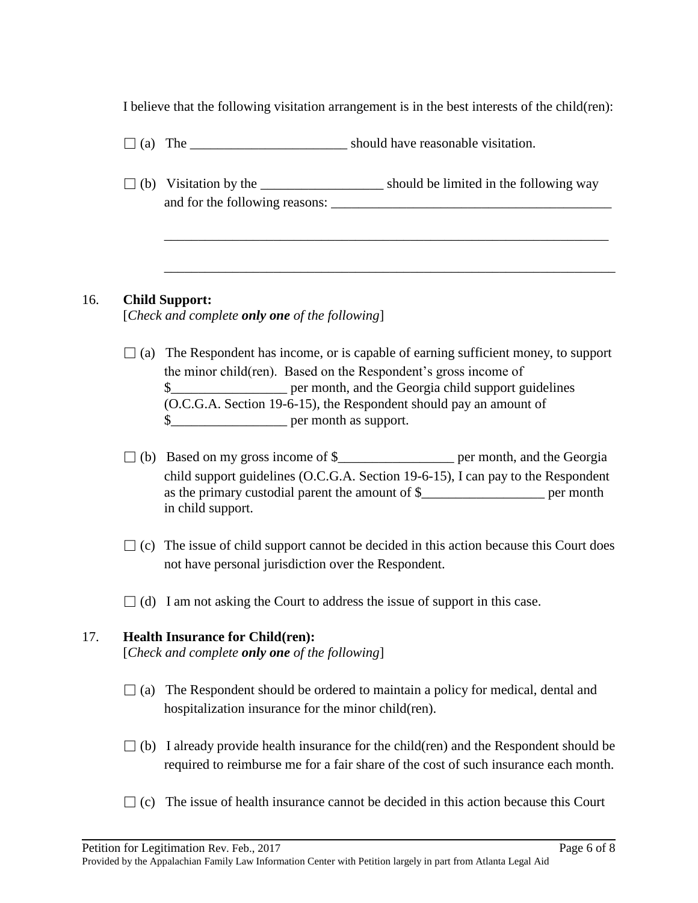I believe that the following visitation arrangement is in the best interests of the child(ren):

☐ (a) The _______________________ should have reasonable visitation.

☐ (b) Visitation by the _________________ should be limited in the following way and for the following reasons: ________________________________________

_________________________________________________________________

_________________________________________________________________

16. **Child Support:**
[*Check and complete **only one** of the following*]

☐ (a) The Respondent has income, or is capable of earning sufficient money, to support the minor child(ren). Based on the Respondent's gross income of $________________ per month, and the Georgia child support guidelines (O.C.G.A. Section 19-6-15), the Respondent should pay an amount of $________________ per month as support.

☐ (b) Based on my gross income of $________________ per month, and the Georgia child support guidelines (O.C.G.A. Section 19-6-15), I can pay to the Respondent as the primary custodial parent the amount of $_________________ per month in child support.

☐ (c) The issue of child support cannot be decided in this action because this Court does not have personal jurisdiction over the Respondent.

☐ (d) I am not asking the Court to address the issue of support in this case.

17. **Health Insurance for Child(ren):**
[*Check and complete **only one** of the following*]

☐ (a) The Respondent should be ordered to maintain a policy for medical, dental and hospitalization insurance for the minor child(ren).

☐ (b) I already provide health insurance for the child(ren) and the Respondent should be required to reimburse me for a fair share of the cost of such insurance each month.

☐ (c) The issue of health insurance cannot be decided in this action because this Court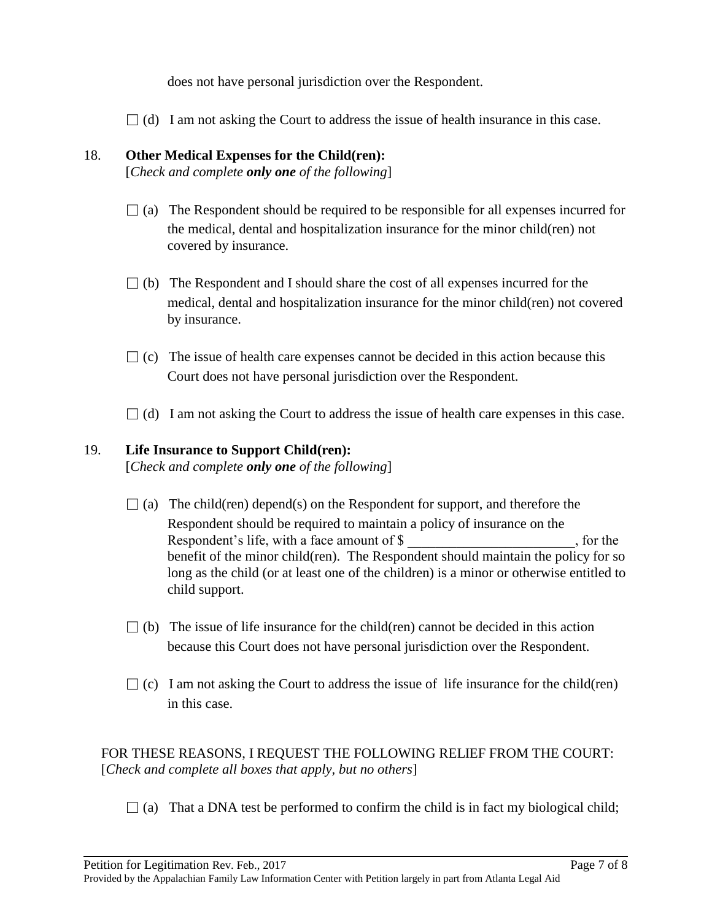does not have personal jurisdiction over the Respondent.

☐ (d) I am not asking the Court to address the issue of health insurance in this case.

18. **Other Medical Expenses for the Child(ren):**
[*Check and complete **only one** of the following*]

☐ (a) The Respondent should be required to be responsible for all expenses incurred for the medical, dental and hospitalization insurance for the minor child(ren) not covered by insurance.

☐ (b) The Respondent and I should share the cost of all expenses incurred for the medical, dental and hospitalization insurance for the minor child(ren) not covered by insurance.

☐ (c) The issue of health care expenses cannot be decided in this action because this Court does not have personal jurisdiction over the Respondent.

☐ (d) I am not asking the Court to address the issue of health care expenses in this case.

19. **Life Insurance to Support Child(ren):**
[*Check and complete **only one** of the following*]

☐ (a) The child(ren) depend(s) on the Respondent for support, and therefore the Respondent should be required to maintain a policy of insurance on the Respondent's life, with a face amount of $ ________________________, for the benefit of the minor child(ren). The Respondent should maintain the policy for so long as the child (or at least one of the children) is a minor or otherwise entitled to child support.

☐ (b) The issue of life insurance for the child(ren) cannot be decided in this action because this Court does not have personal jurisdiction over the Respondent.

☐ (c) I am not asking the Court to address the issue of life insurance for the child(ren) in this case.

FOR THESE REASONS, I REQUEST THE FOLLOWING RELIEF FROM THE COURT:
[*Check and complete all boxes that apply, but no others*]

☐ (a) That a DNA test be performed to confirm the child is in fact my biological child;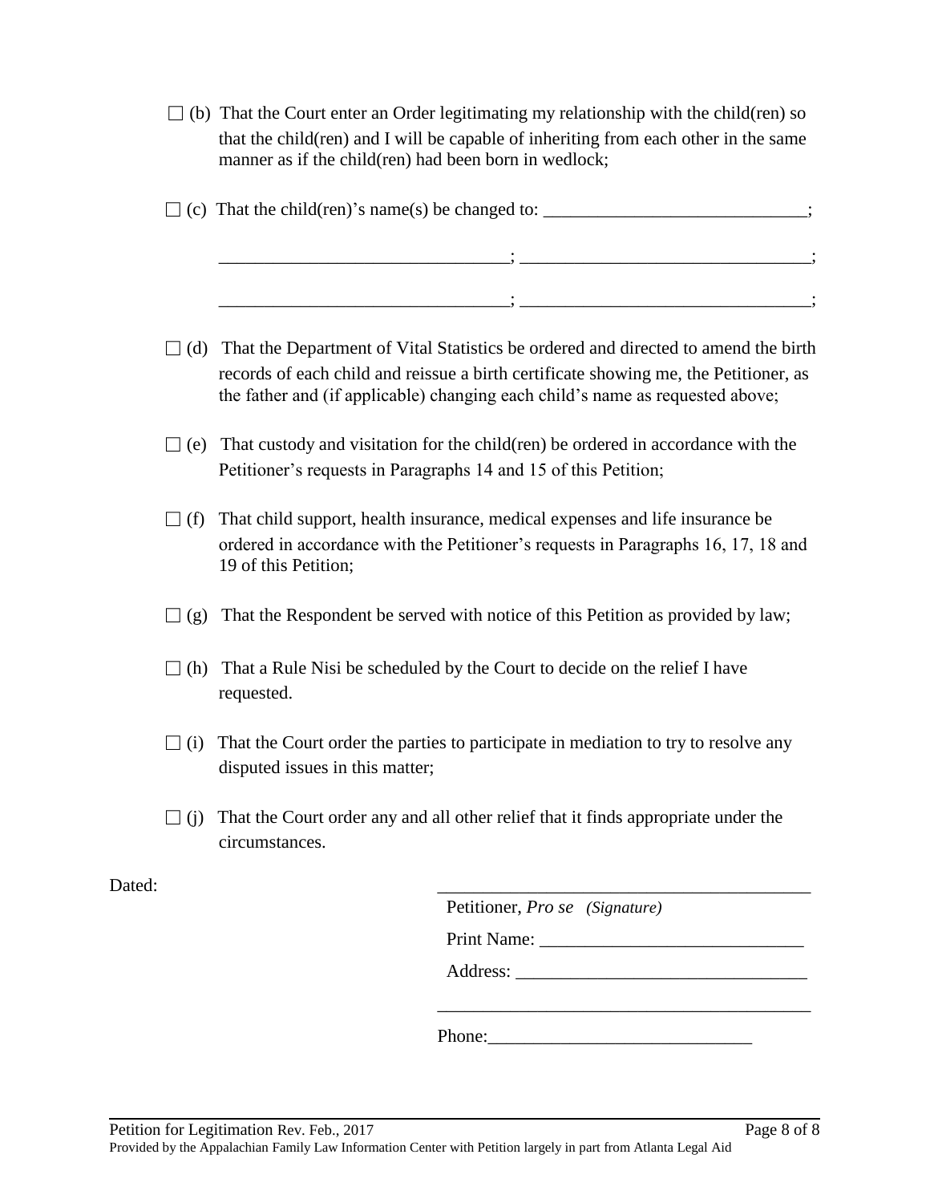☐ (b) That the Court enter an Order legitimating my relationship with the child(ren) so that the child(ren) and I will be capable of inheriting from each other in the same manner as if the child(ren) had been born in wedlock;

☐ (c) That the child(ren)'s name(s) be changed to: _____________________________;

_______________________________; _______________________________;

_______________________________; _______________________________;

☐ (d) That the Department of Vital Statistics be ordered and directed to amend the birth records of each child and reissue a birth certificate showing me, the Petitioner, as the father and (if applicable) changing each child's name as requested above;

☐ (e) That custody and visitation for the child(ren) be ordered in accordance with the Petitioner's requests in Paragraphs 14 and 15 of this Petition;

☐ (f) That child support, health insurance, medical expenses and life insurance be ordered in accordance with the Petitioner's requests in Paragraphs 16, 17, 18 and 19 of this Petition;

☐ (g) That the Respondent be served with notice of this Petition as provided by law;

☐ (h) That a Rule Nisi be scheduled by the Court to decide on the relief I have requested.

☐ (i) That the Court order the parties to participate in mediation to try to resolve any disputed issues in this matter;

☐ (j) That the Court order any and all other relief that it finds appropriate under the circumstances.

Dated:

_________________________________________

Petitioner, *Pro se* *(Signature)*

Print Name: _____________________________

Address: ________________________________

_________________________________________

Phone:_____________________________

Petition for Legitimation Rev. Feb., 2017

Provided by the Appalachian Family Law Information Center with Petition largely in part from Atlanta Legal Aid